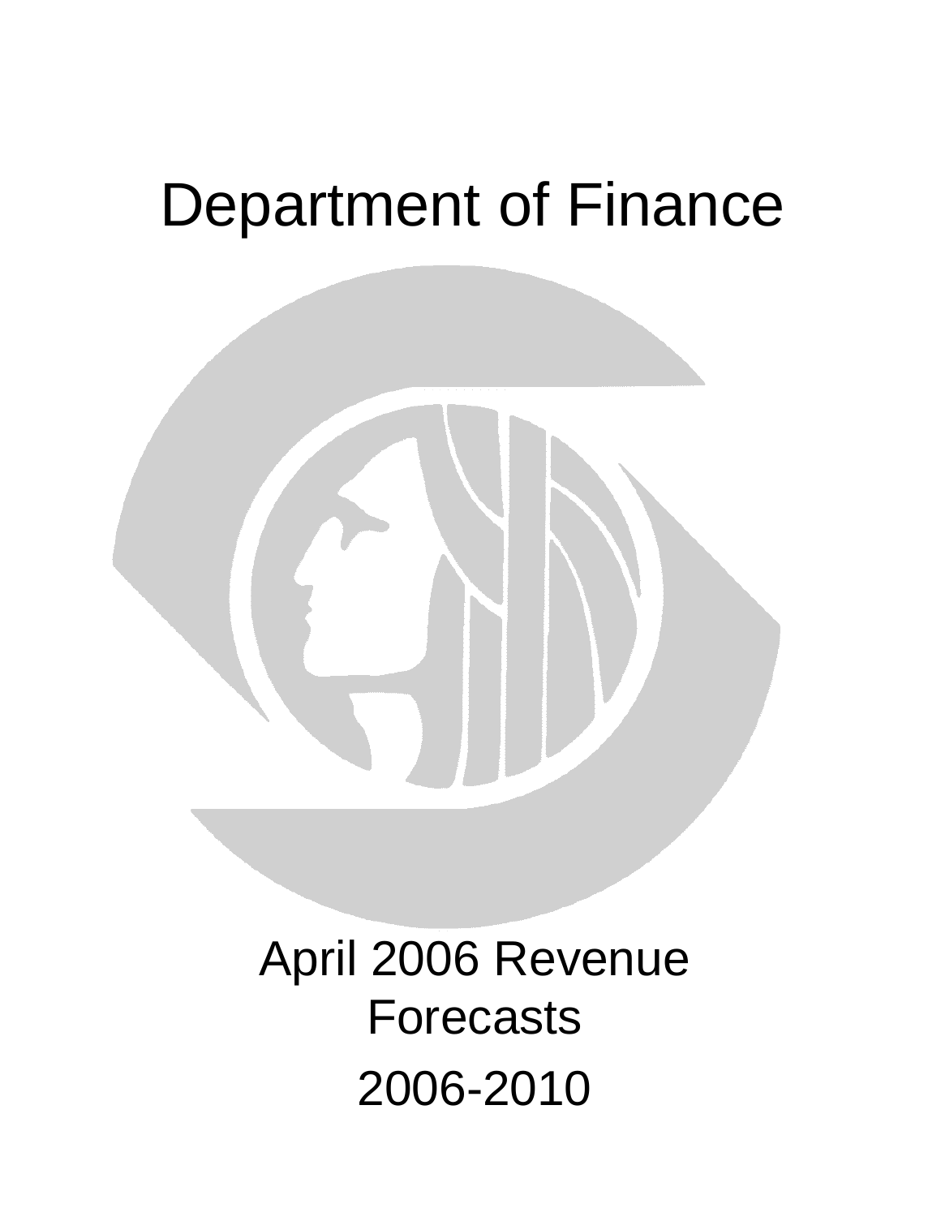# Department of Finance

## April 2006 Revenue Forecasts

## 2006-2010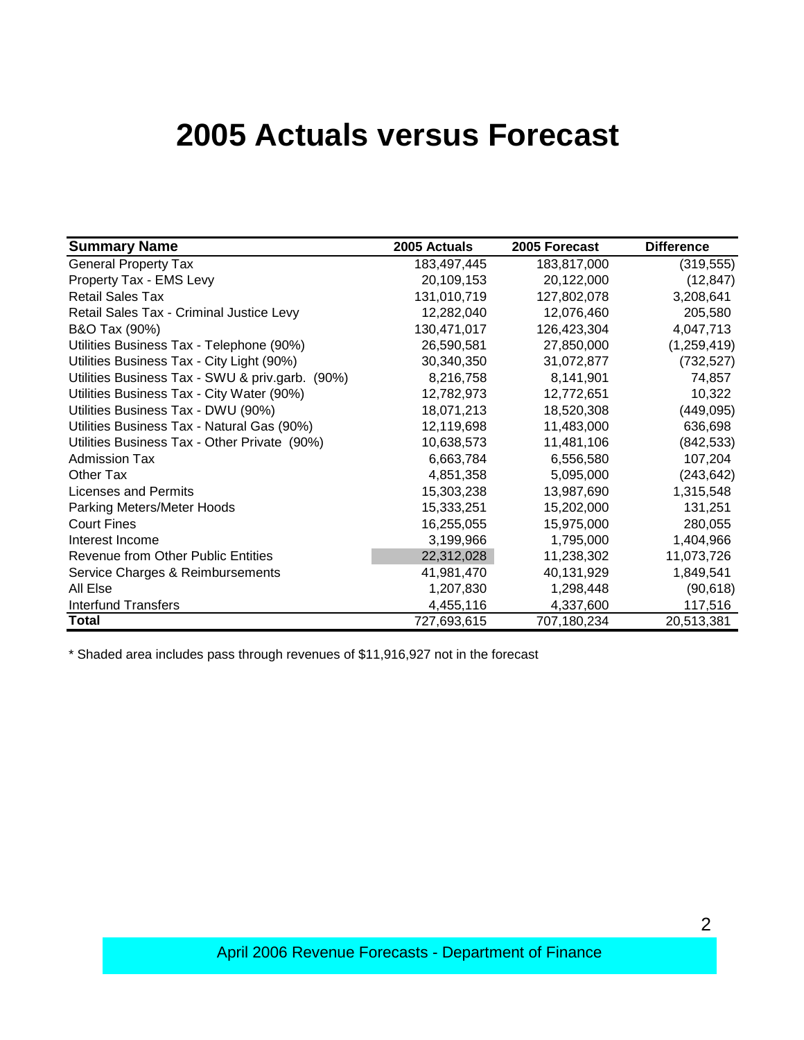# 2005 Actuals versus Forecast

| Summary Name | 2005 Actuals | 2005 Forecast | Difference |
|---|---|---|---|
| General Property Tax | 183,497,445 | 183,817,000 | (319,555) |
| Property Tax - EMS Levy | 20,109,153 | 20,122,000 | (12,847) |
| Retail Sales Tax | 131,010,719 | 127,802,078 | 3,208,641 |
| Retail Sales Tax - Criminal Justice Levy | 12,282,040 | 12,076,460 | 205,580 |
| B&O Tax (90%) | 130,471,017 | 126,423,304 | 4,047,713 |
| Utilities Business Tax - Telephone (90%) | 26,590,581 | 27,850,000 | (1,259,419) |
| Utilities Business Tax - City Light (90%) | 30,340,350 | 31,072,877 | (732,527) |
| Utilities Business Tax - SWU & priv.garb. (90%) | 8,216,758 | 8,141,901 | 74,857 |
| Utilities Business Tax - City Water (90%) | 12,782,973 | 12,772,651 | 10,322 |
| Utilities Business Tax - DWU (90%) | 18,071,213 | 18,520,308 | (449,095) |
| Utilities Business Tax - Natural Gas (90%) | 12,119,698 | 11,483,000 | 636,698 |
| Utilities Business Tax - Other Private (90%) | 10,638,573 | 11,481,106 | (842,533) |
| Admission Tax | 6,663,784 | 6,556,580 | 107,204 |
| Other Tax | 4,851,358 | 5,095,000 | (243,642) |
| Licenses and Permits | 15,303,238 | 13,987,690 | 1,315,548 |
| Parking Meters/Meter Hoods | 15,333,251 | 15,202,000 | 131,251 |
| Court Fines | 16,255,055 | 15,975,000 | 280,055 |
| Interest Income | 3,199,966 | 1,795,000 | 1,404,966 |
| Revenue from Other Public Entities | 22,312,028 | 11,238,302 | 11,073,726 |
| Service Charges & Reimbursements | 41,981,470 | 40,131,929 | 1,849,541 |
| All Else | 1,207,830 | 1,298,448 | (90,618) |
| Interfund Transfers | 4,455,116 | 4,337,600 | 117,516 |
| **Total** | 727,693,615 | 707,180,234 | 20,513,381 |

* Shaded area includes pass through revenues of $11,916,927 not in the forecast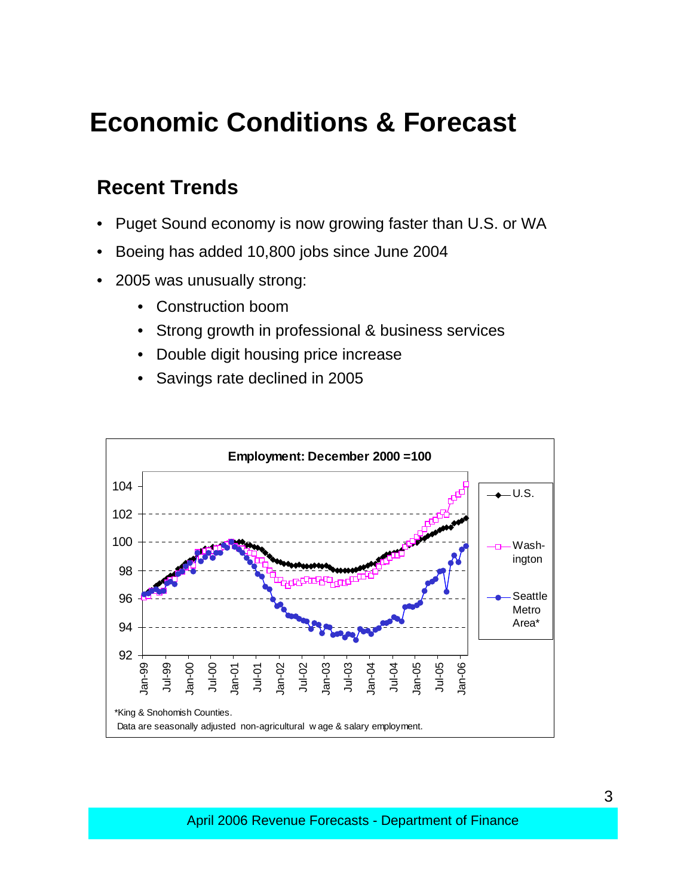# Economic Conditions & Forecast

## Recent Trends

- Puget Sound economy is now growing faster than U.S. or WA
- Boeing has added 10,800 jobs since June 2004
- 2005 was unusually strong:
  - Construction boom
  - Strong growth in professional & business services
  - Double digit housing price increase
  - Savings rate declined in 2005

**Employment: December 2000 =100**

*King & Snohomish Counties.
Data are seasonally adjusted non-agricultural wage & salary employment.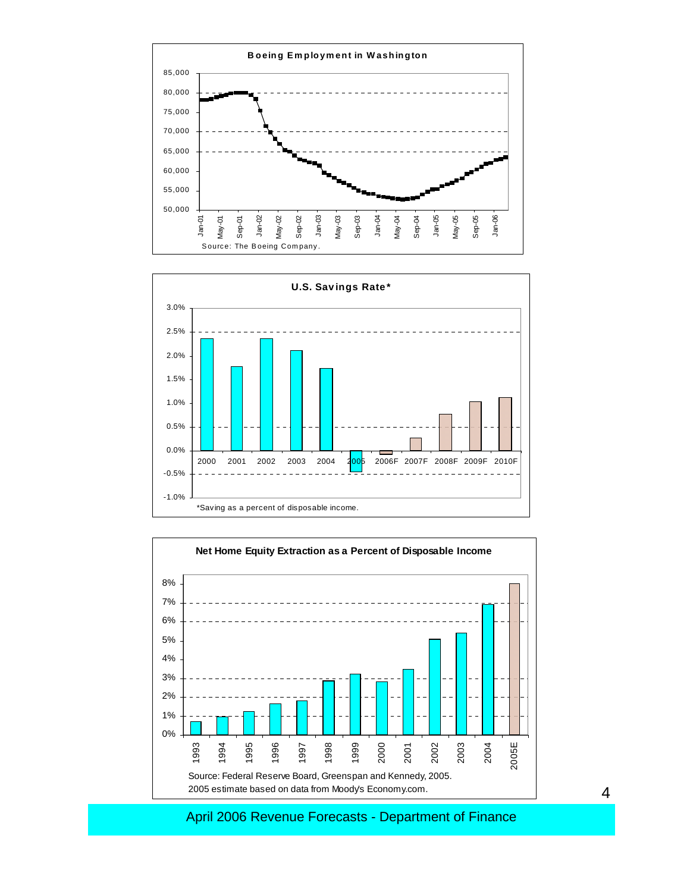**Boeing Employment in Washington**

Source: The Boeing Company.

**U.S. Savings Rate***

*Saving as a percent of disposable income.

**Net Home Equity Extraction as a Percent of Disposable Income**

Source: Federal Reserve Board, Greenspan and Kennedy, 2005.
2005 estimate based on data from Moodys Economy.com.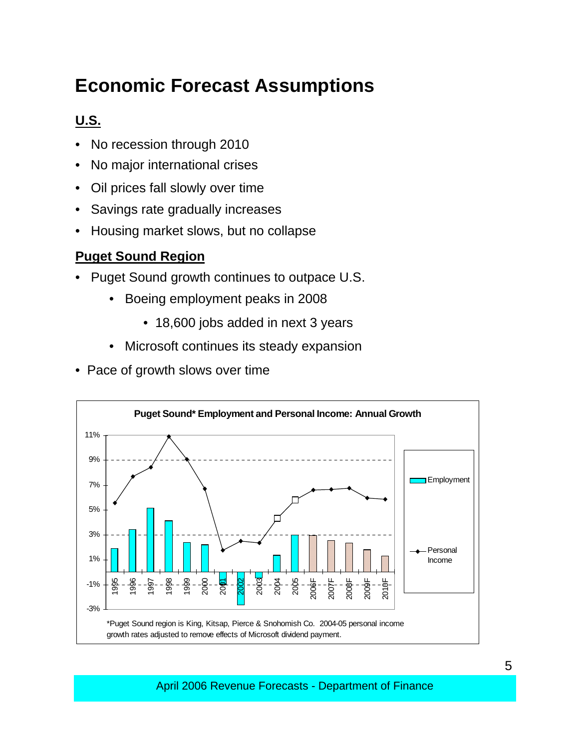# Economic Forecast Assumptions

## U.S.

- No recession through 2010
- No major international crises
- Oil prices fall slowly over time
- Savings rate gradually increases
- Housing market slows, but no collapse

## Puget Sound Region

- Puget Sound growth continues to outpace U.S.
    - Boeing employment peaks in 2008
        - 18,600 jobs added in next 3 years
    - Microsoft continues its steady expansion
- Pace of growth slows over time

**Puget Sound* Employment and Personal Income: Annual Growth**

*Puget Sound region is King, Kitsap, Pierce & Snohomish Co. 2004-05 personal income growth rates adjusted to remove effects of Microsoft dividend payment.

April 2006 Revenue Forecasts - Department of Finance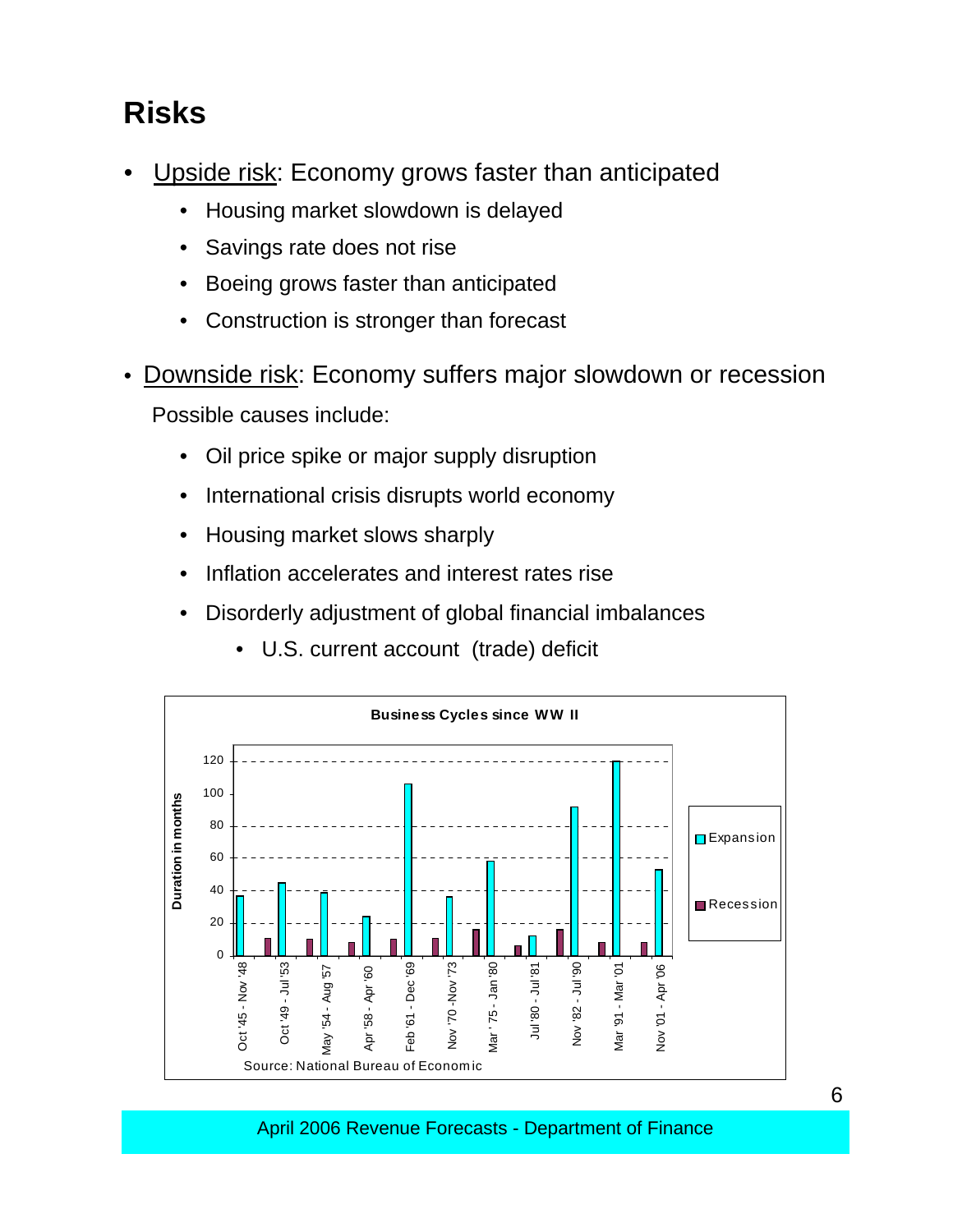# Risks

- Upside risk: Economy grows faster than anticipated
  - Housing market slowdown is delayed
  - Savings rate does not rise
  - Boeing grows faster than anticipated
  - Construction is stronger than forecast

- Downside risk: Economy suffers major slowdown or recession

  Possible causes include:

  - Oil price spike or major supply disruption
  - International crisis disrupts world economy
  - Housing market slows sharply
  - Inflation accelerates and interest rates rise
  - Disorderly adjustment of global financial imbalances
    - U.S. current account (trade) deficit

**Business Cycles since WW II**

Source: National Bureau of Economic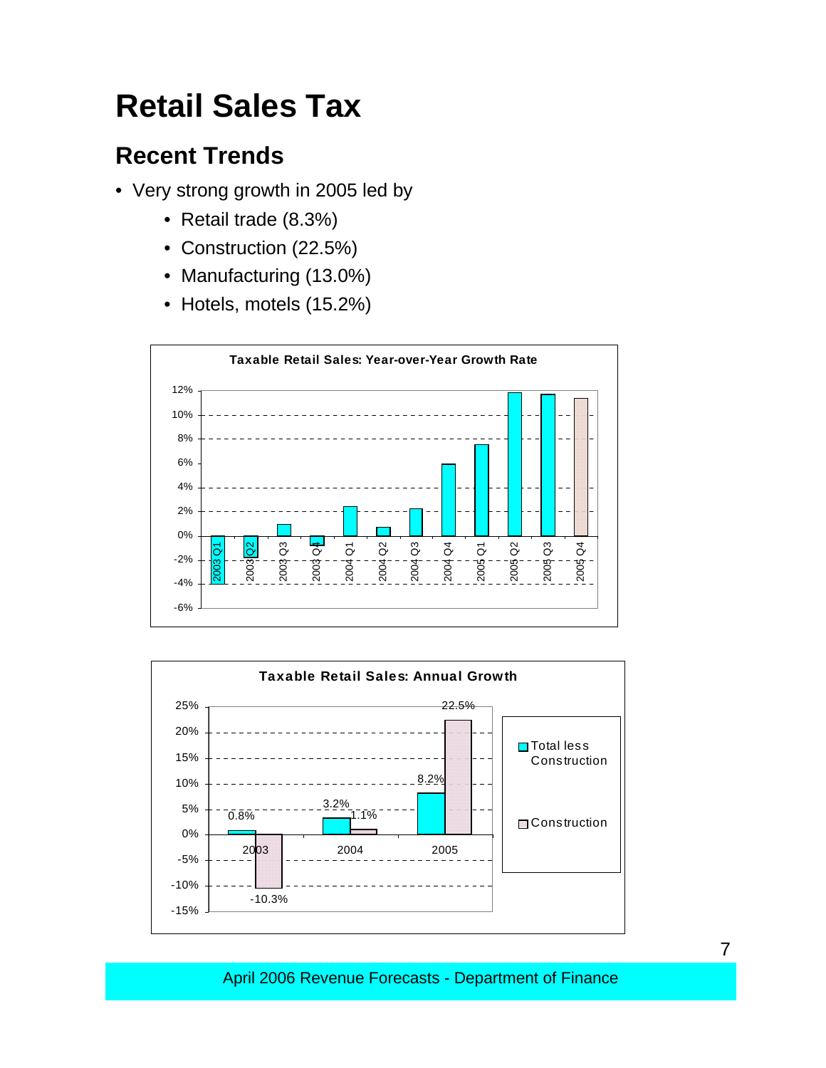# Retail Sales Tax

## Recent Trends

- Very strong growth in 2005 led by
  - Retail trade (8.3%)
  - Construction (22.5%)
  - Manufacturing (13.0%)
  - Hotels, motels (15.2%)

**Taxable Retail Sales: Year-over-Year Growth Rate**

**Taxable Retail Sales: Annual Growth**

| | Total less Construction | Construction |
|---|---|---|
| 2003 | 0.8% | -10.3% |
| 2004 | 3.2% | 1.1% |
| 2005 | 8.2% | 22.5% |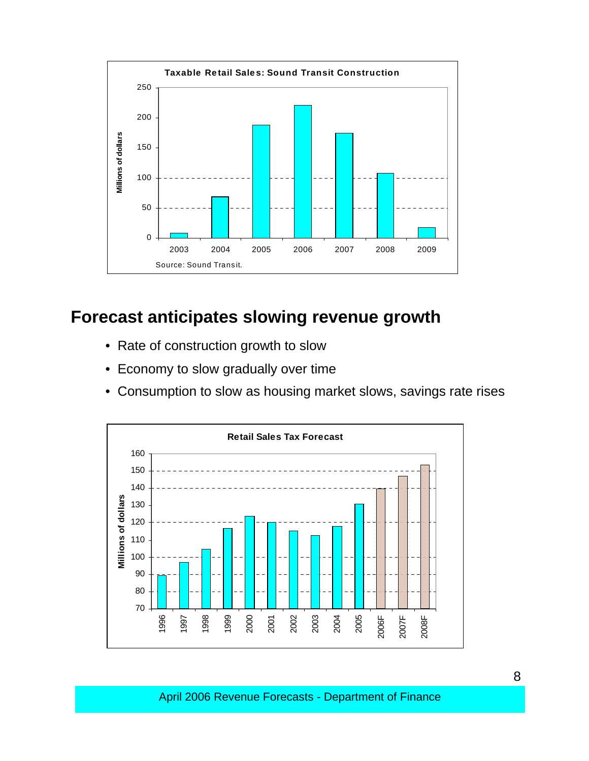**Taxable Retail Sales: Sound Transit Construction**

Source: Sound Transit.

## Forecast anticipates slowing revenue growth

- Rate of construction growth to slow
- Economy to slow gradually over time
- Consumption to slow as housing market slows, savings rate rises

**Retail Sales Tax Forecast**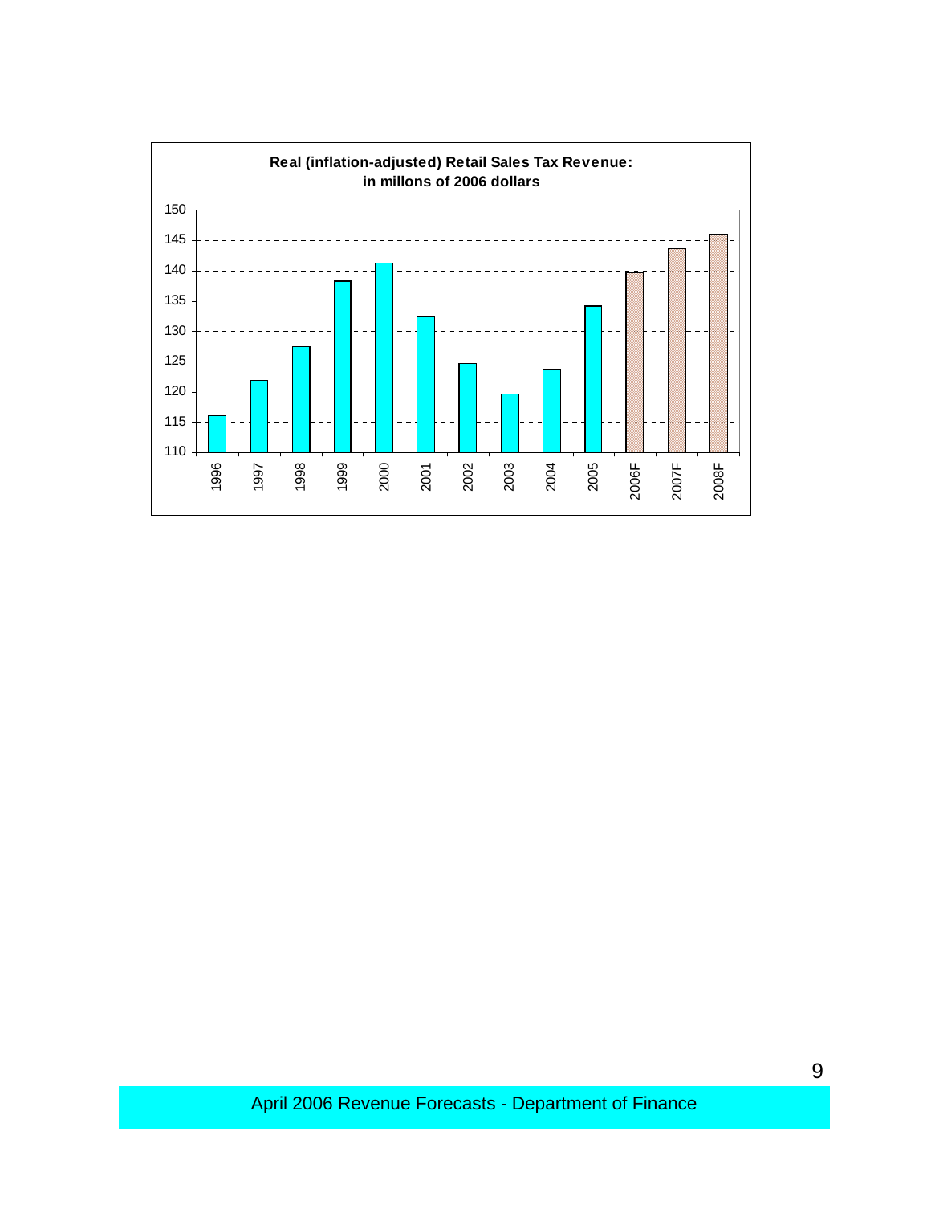**Real (inflation-adjusted) Retail Sales Tax Revenue: in millons of 2006 dollars**

| Year | Revenue (millions of 2006 dollars) |
|---|---|
| 1996 | 116 |
| 1997 | 122 |
| 1998 | 127.5 |
| 1999 | 138.3 |
| 2000 | 141.3 |
| 2001 | 132.5 |
| 2002 | 124.7 |
| 2003 | 119.7 |
| 2004 | 123.8 |
| 2005 | 134.2 |
| 2006F | 139.8 |
| 2007F | 143.7 |
| 2008F | 146.1 |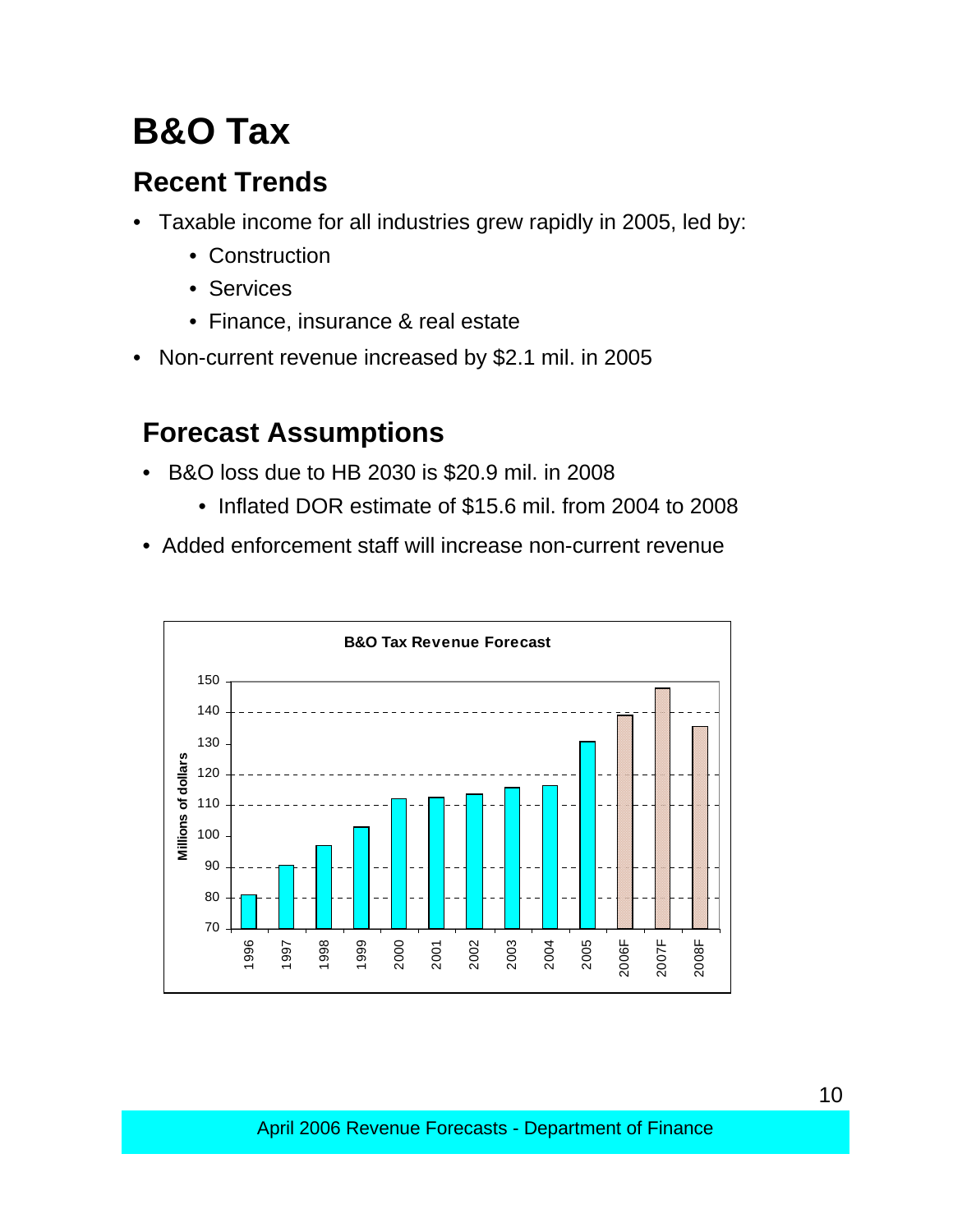# B&O Tax

## Recent Trends

- Taxable income for all industries grew rapidly in 2005, led by:
  - Construction
  - Services
  - Finance, insurance & real estate
- Non-current revenue increased by $2.1 mil. in 2005

## Forecast Assumptions

- B&O loss due to HB 2030 is $20.9 mil. in 2008
  - Inflated DOR estimate of $15.6 mil. from 2004 to 2008
- Added enforcement staff will increase non-current revenue

**B&O Tax Revenue Forecast**

Millions of dollars

| Year | Approx. value |
|---|---|
| 1996 | 81 |
| 1997 | 90.5 |
| 1998 | 97 |
| 1999 | 103 |
| 2000 | 112 |
| 2001 | 112.5 |
| 2002 | 113.5 |
| 2003 | 115.5 |
| 2004 | 116.5 |
| 2005 | 130.5 |
| 2006F | 139 |
| 2007F | 147.5 |
| 2008F | 135.5 |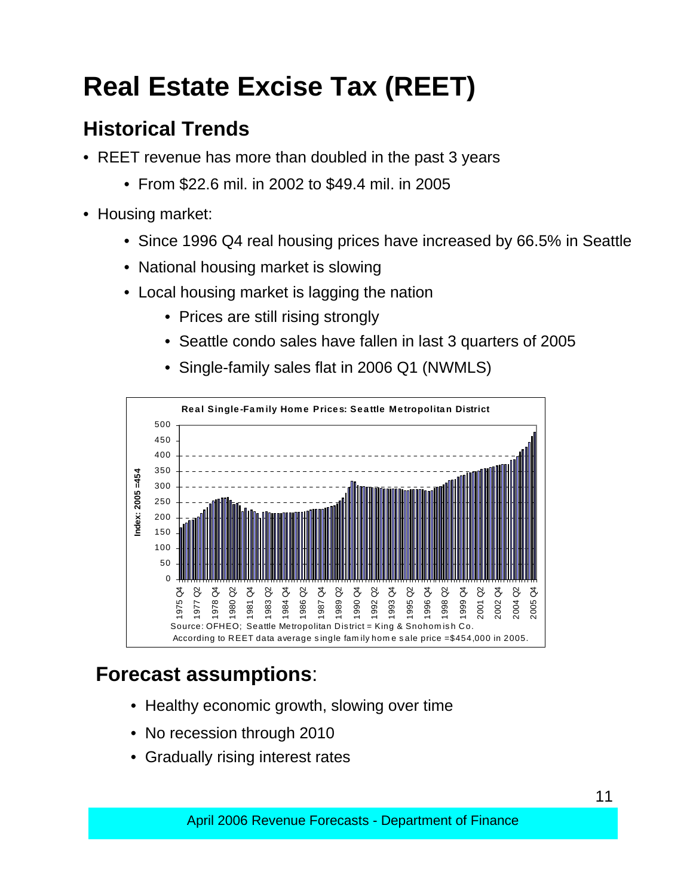# Real Estate Excise Tax (REET)

## Historical Trends

- REET revenue has more than doubled in the past 3 years
  - From $22.6 mil. in 2002 to $49.4 mil. in 2005
- Housing market:
  - Since 1996 Q4 real housing prices have increased by 66.5% in Seattle
  - National housing market is slowing
  - Local housing market is lagging the nation
    - Prices are still rising strongly
    - Seattle condo sales have fallen in last 3 quarters of 2005
    - Single-family sales flat in 2006 Q1 (NWMLS)

**Real Single-Family Home Prices: Seattle Metropolitan District**

Index: 2005 =454

Source: OFHEO; Seattle Metropolitan District = King & Snohomish Co.
According to REET data average single family home sale price =$454,000 in 2005.

## Forecast assumptions:

- Healthy economic growth, slowing over time
- No recession through 2010
- Gradually rising interest rates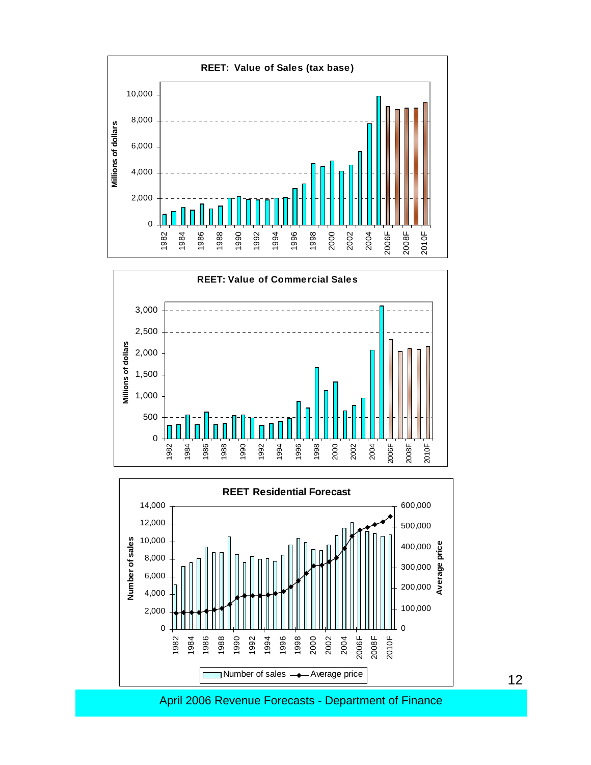**REET: Value of Sales (tax base)**

Millions of dollars

**REET: Value of Commercial Sales**

Millions of dollars

**REET Residential Forecast**

Number of sales | Average price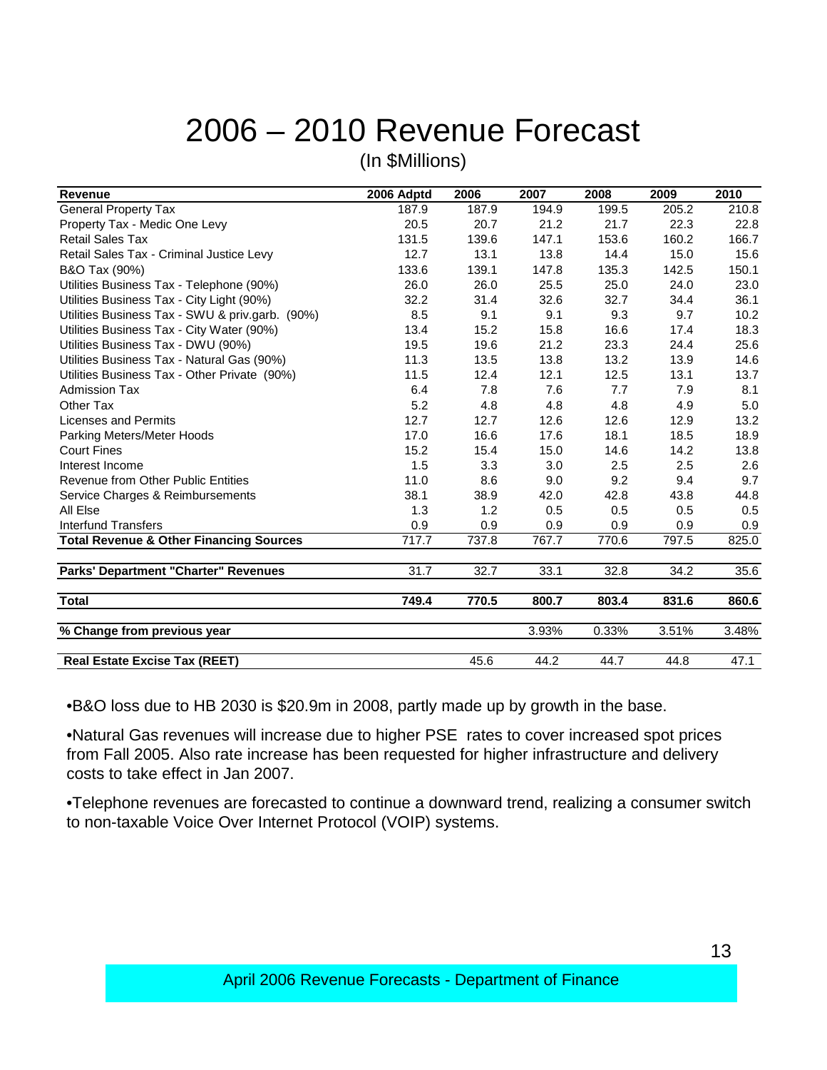# 2006 – 2010 Revenue Forecast

(In $Millions)

| Revenue | 2006 Adptd | 2006 | 2007 | 2008 | 2009 | 2010 |
|---|---|---|---|---|---|---|
| General Property Tax | 187.9 | 187.9 | 194.9 | 199.5 | 205.2 | 210.8 |
| Property Tax - Medic One Levy | 20.5 | 20.7 | 21.2 | 21.7 | 22.3 | 22.8 |
| Retail Sales Tax | 131.5 | 139.6 | 147.1 | 153.6 | 160.2 | 166.7 |
| Retail Sales Tax - Criminal Justice Levy | 12.7 | 13.1 | 13.8 | 14.4 | 15.0 | 15.6 |
| B&O Tax (90%) | 133.6 | 139.1 | 147.8 | 135.3 | 142.5 | 150.1 |
| Utilities Business Tax - Telephone (90%) | 26.0 | 26.0 | 25.5 | 25.0 | 24.0 | 23.0 |
| Utilities Business Tax - City Light (90%) | 32.2 | 31.4 | 32.6 | 32.7 | 34.4 | 36.1 |
| Utilities Business Tax - SWU & priv.garb. (90%) | 8.5 | 9.1 | 9.1 | 9.3 | 9.7 | 10.2 |
| Utilities Business Tax - City Water (90%) | 13.4 | 15.2 | 15.8 | 16.6 | 17.4 | 18.3 |
| Utilities Business Tax - DWU (90%) | 19.5 | 19.6 | 21.2 | 23.3 | 24.4 | 25.6 |
| Utilities Business Tax - Natural Gas (90%) | 11.3 | 13.5 | 13.8 | 13.2 | 13.9 | 14.6 |
| Utilities Business Tax - Other Private (90%) | 11.5 | 12.4 | 12.1 | 12.5 | 13.1 | 13.7 |
| Admission Tax | 6.4 | 7.8 | 7.6 | 7.7 | 7.9 | 8.1 |
| Other Tax | 5.2 | 4.8 | 4.8 | 4.8 | 4.9 | 5.0 |
| Licenses and Permits | 12.7 | 12.7 | 12.6 | 12.6 | 12.9 | 13.2 |
| Parking Meters/Meter Hoods | 17.0 | 16.6 | 17.6 | 18.1 | 18.5 | 18.9 |
| Court Fines | 15.2 | 15.4 | 15.0 | 14.6 | 14.2 | 13.8 |
| Interest Income | 1.5 | 3.3 | 3.0 | 2.5 | 2.5 | 2.6 |
| Revenue from Other Public Entities | 11.0 | 8.6 | 9.0 | 9.2 | 9.4 | 9.7 |
| Service Charges & Reimbursements | 38.1 | 38.9 | 42.0 | 42.8 | 43.8 | 44.8 |
| All Else | 1.3 | 1.2 | 0.5 | 0.5 | 0.5 | 0.5 |
| Interfund Transfers | 0.9 | 0.9 | 0.9 | 0.9 | 0.9 | 0.9 |
| **Total Revenue & Other Financing Sources** | 717.7 | 737.8 | 767.7 | 770.6 | 797.5 | 825.0 |
| **Parks' Department "Charter" Revenues** | 31.7 | 32.7 | 33.1 | 32.8 | 34.2 | 35.6 |
| **Total** | **749.4** | **770.5** | **800.7** | **803.4** | **831.6** | **860.6** |
| **% Change from previous year** | | | 3.93% | 0.33% | 3.51% | 3.48% |
| **Real Estate Excise Tax (REET)** | | 45.6 | 44.2 | 44.7 | 44.8 | 47.1 |

- B&O loss due to HB 2030 is $20.9m in 2008, partly made up by growth in the base.
- Natural Gas revenues will increase due to higher PSE rates to cover increased spot prices from Fall 2005. Also rate increase has been requested for higher infrastructure and delivery costs to take effect in Jan 2007.
- Telephone revenues are forecasted to continue a downward trend, realizing a consumer switch to non-taxable Voice Over Internet Protocol (VOIP) systems.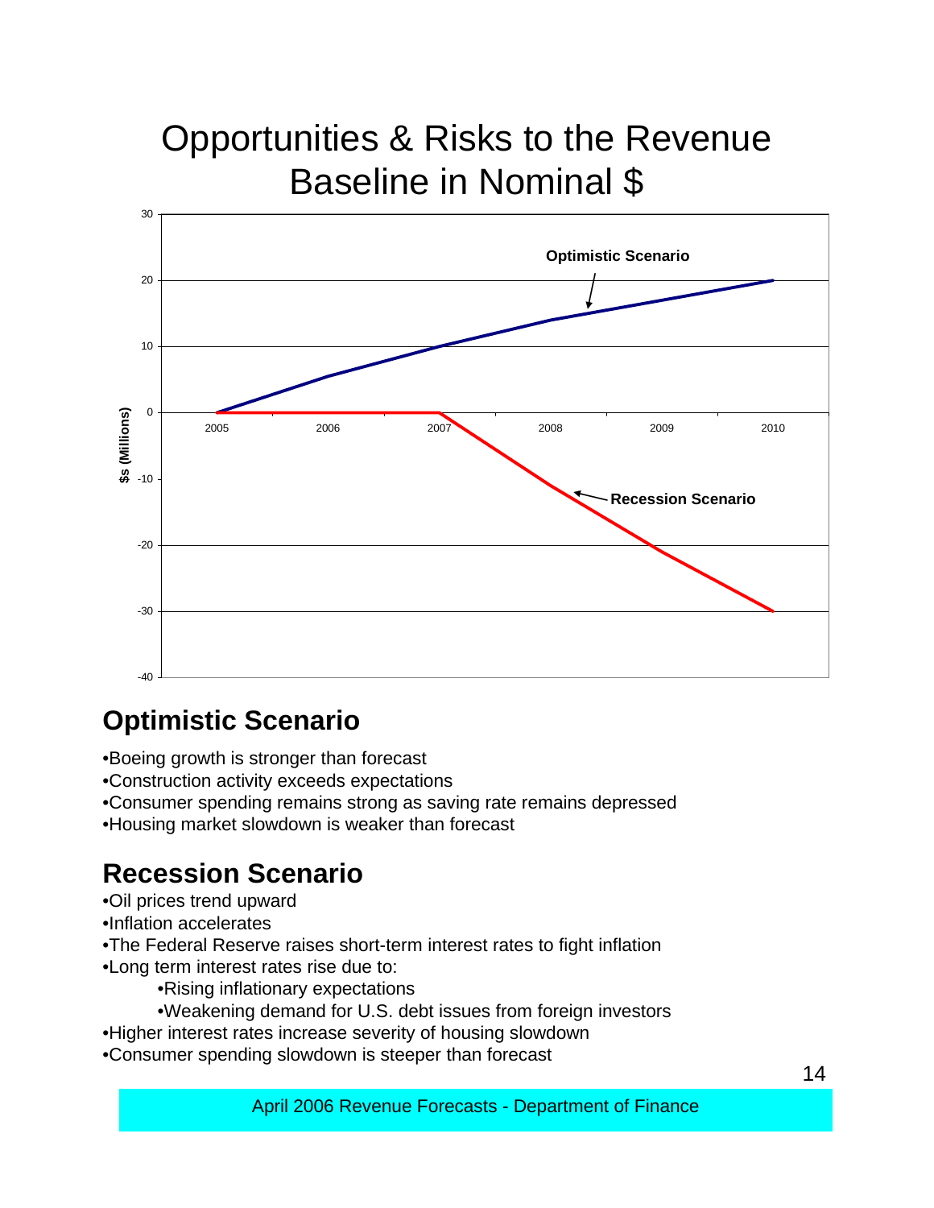# Opportunities & Risks to the Revenue Baseline in Nominal $

## Optimistic Scenario

- Boeing growth is stronger than forecast
- Construction activity exceeds expectations
- Consumer spending remains strong as saving rate remains depressed
- Housing market slowdown is weaker than forecast

## Recession Scenario

- Oil prices trend upward
- Inflation accelerates
- The Federal Reserve raises short-term interest rates to fight inflation
- Long term interest rates rise due to:
  - Rising inflationary expectations
  - Weakening demand for U.S. debt issues from foreign investors
- Higher interest rates increase severity of housing slowdown
- Consumer spending slowdown is steeper than forecast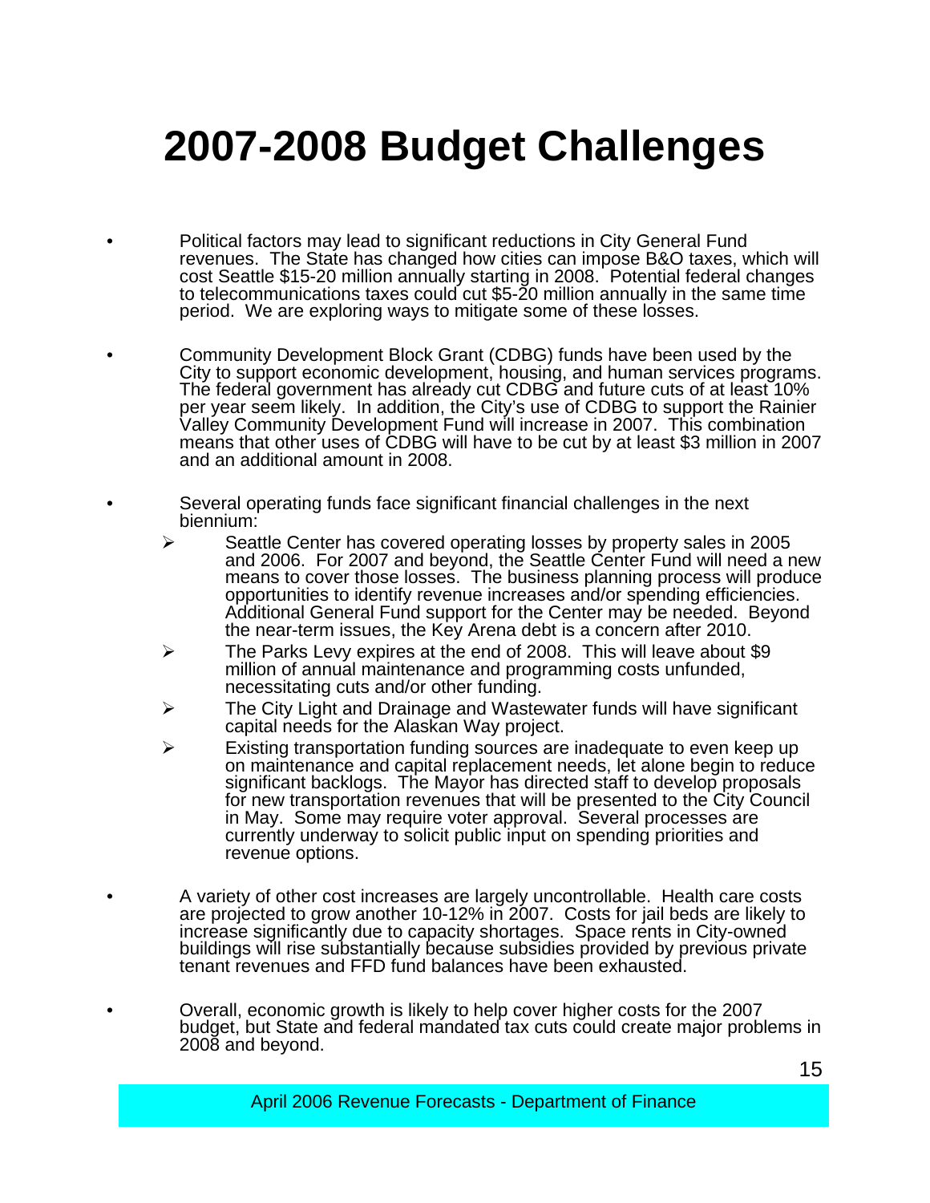# 2007-2008 Budget Challenges

- Political factors may lead to significant reductions in City General Fund revenues. The State has changed how cities can impose B&O taxes, which will cost Seattle $15-20 million annually starting in 2008. Potential federal changes to telecommunications taxes could cut $5-20 million annually in the same time period. We are exploring ways to mitigate some of these losses.

- Community Development Block Grant (CDBG) funds have been used by the City to support economic development, housing, and human services programs. The federal government has already cut CDBG and future cuts of at least 10% per year seem likely. In addition, the City's use of CDBG to support the Rainier Valley Community Development Fund will increase in 2007. This combination means that other uses of CDBG will have to be cut by at least $3 million in 2007 and an additional amount in 2008.

- Several operating funds face significant financial challenges in the next biennium:
  - Seattle Center has covered operating losses by property sales in 2005 and 2006. For 2007 and beyond, the Seattle Center Fund will need a new means to cover those losses. The business planning process will produce opportunities to identify revenue increases and/or spending efficiencies. Additional General Fund support for the Center may be needed. Beyond the near-term issues, the Key Arena debt is a concern after 2010.
  - The Parks Levy expires at the end of 2008. This will leave about $9 million of annual maintenance and programming costs unfunded, necessitating cuts and/or other funding.
  - The City Light and Drainage and Wastewater funds will have significant capital needs for the Alaskan Way project.
  - Existing transportation funding sources are inadequate to even keep up on maintenance and capital replacement needs, let alone begin to reduce significant backlogs. The Mayor has directed staff to develop proposals for new transportation revenues that will be presented to the City Council in May. Some may require voter approval. Several processes are currently underway to solicit public input on spending priorities and revenue options.

- A variety of other cost increases are largely uncontrollable. Health care costs are projected to grow another 10-12% in 2007. Costs for jail beds are likely to increase significantly due to capacity shortages. Space rents in City-owned buildings will rise substantially because subsidies provided by previous private tenant revenues and FFD fund balances have been exhausted.

- Overall, economic growth is likely to help cover higher costs for the 2007 budget, but State and federal mandated tax cuts could create major problems in 2008 and beyond.